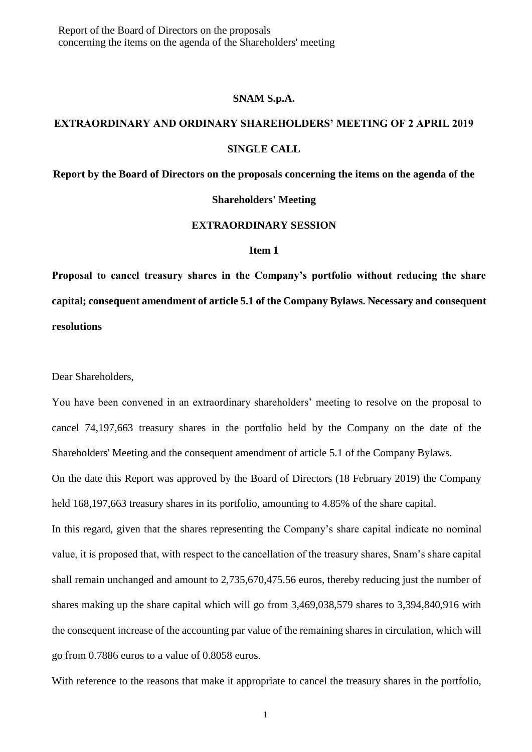**SNAM S.p.A.**

**EXTRAORDINARY AND ORDINARY SHAREHOLDERS' MEETING OF 2 APRIL 2019**

**SINGLE CALL**

**Report by the Board of Directors on the proposals concerning the items on the agenda of the Shareholders' Meeting**

**EXTRAORDINARY SESSION**

**Item 1**

**Proposal to cancel treasury shares in the Company's portfolio without reducing the share capital; consequent amendment of article 5.1 of the Company Bylaws. Necessary and consequent resolutions**

Dear Shareholders,

You have been convened in an extraordinary shareholders' meeting to resolve on the proposal to cancel 74,197,663 treasury shares in the portfolio held by the Company on the date of the Shareholders' Meeting and the consequent amendment of article 5.1 of the Company Bylaws.

On the date this Report was approved by the Board of Directors (18 February 2019) the Company held 168,197,663 treasury shares in its portfolio, amounting to 4.85% of the share capital.

In this regard, given that the shares representing the Company's share capital indicate no nominal value, it is proposed that, with respect to the cancellation of the treasury shares, Snam's share capital shall remain unchanged and amount to 2,735,670,475.56 euros, thereby reducing just the number of shares making up the share capital which will go from 3,469,038,579 shares to 3,394,840,916 with the consequent increase of the accounting par value of the remaining shares in circulation, which will go from 0.7886 euros to a value of 0.8058 euros.

With reference to the reasons that make it appropriate to cancel the treasury shares in the portfolio,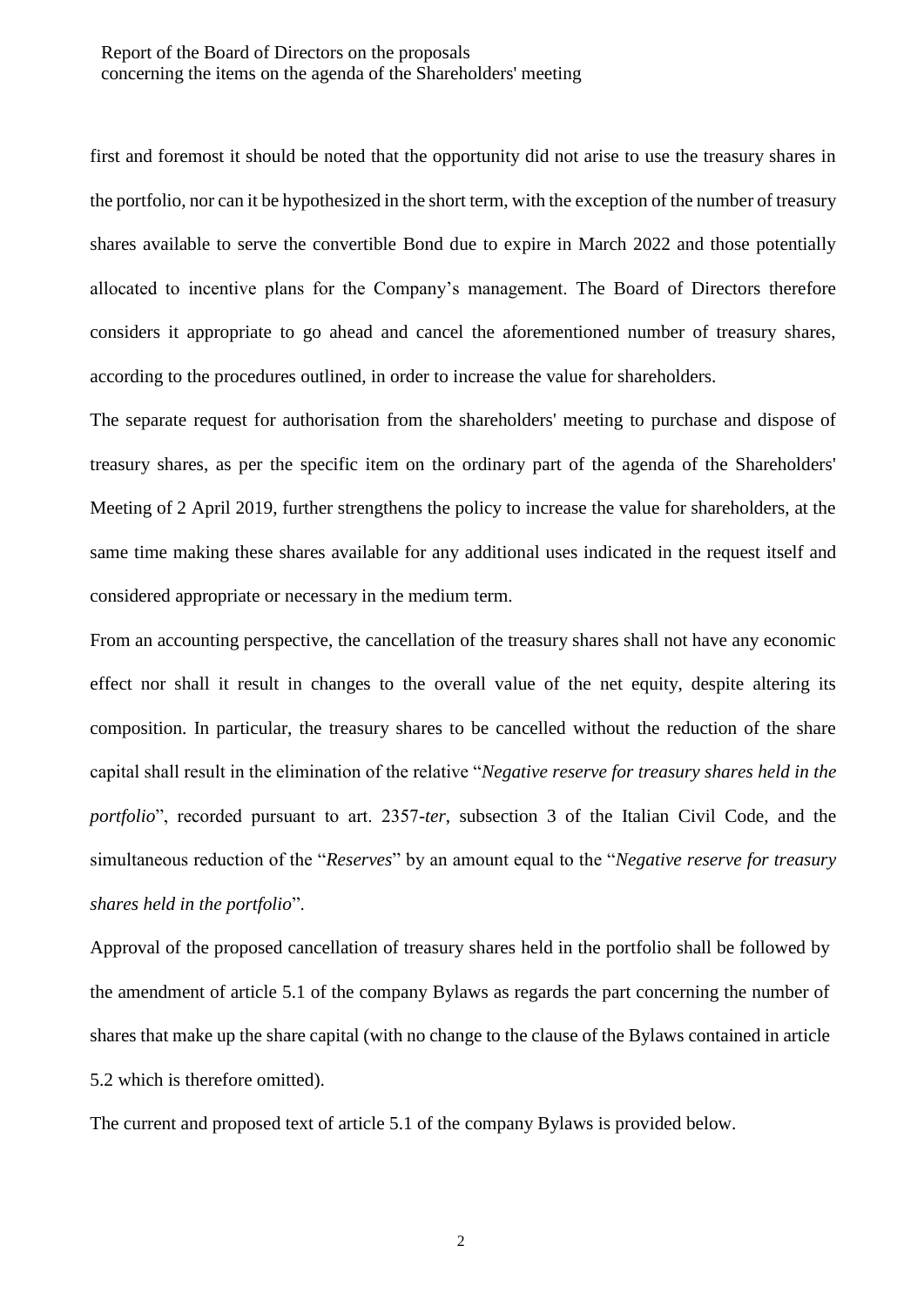first and foremost it should be noted that the opportunity did not arise to use the treasury shares in the portfolio, nor can it be hypothesized in the short term, with the exception of the number of treasury shares available to serve the convertible Bond due to expire in March 2022 and those potentially allocated to incentive plans for the Company's management. The Board of Directors therefore considers it appropriate to go ahead and cancel the aforementioned number of treasury shares, according to the procedures outlined, in order to increase the value for shareholders.

The separate request for authorisation from the shareholders' meeting to purchase and dispose of treasury shares, as per the specific item on the ordinary part of the agenda of the Shareholders' Meeting of 2 April 2019, further strengthens the policy to increase the value for shareholders, at the same time making these shares available for any additional uses indicated in the request itself and considered appropriate or necessary in the medium term.

From an accounting perspective, the cancellation of the treasury shares shall not have any economic effect nor shall it result in changes to the overall value of the net equity, despite altering its composition. In particular, the treasury shares to be cancelled without the reduction of the share capital shall result in the elimination of the relative "*Negative reserve for treasury shares held in the portfolio*", recorded pursuant to art. 2357-*ter*, subsection 3 of the Italian Civil Code, and the simultaneous reduction of the "*Reserves*" by an amount equal to the "*Negative reserve for treasury shares held in the portfolio*".

Approval of the proposed cancellation of treasury shares held in the portfolio shall be followed by the amendment of article 5.1 of the company Bylaws as regards the part concerning the number of shares that make up the share capital (with no change to the clause of the Bylaws contained in article 5.2 which is therefore omitted).

The current and proposed text of article 5.1 of the company Bylaws is provided below.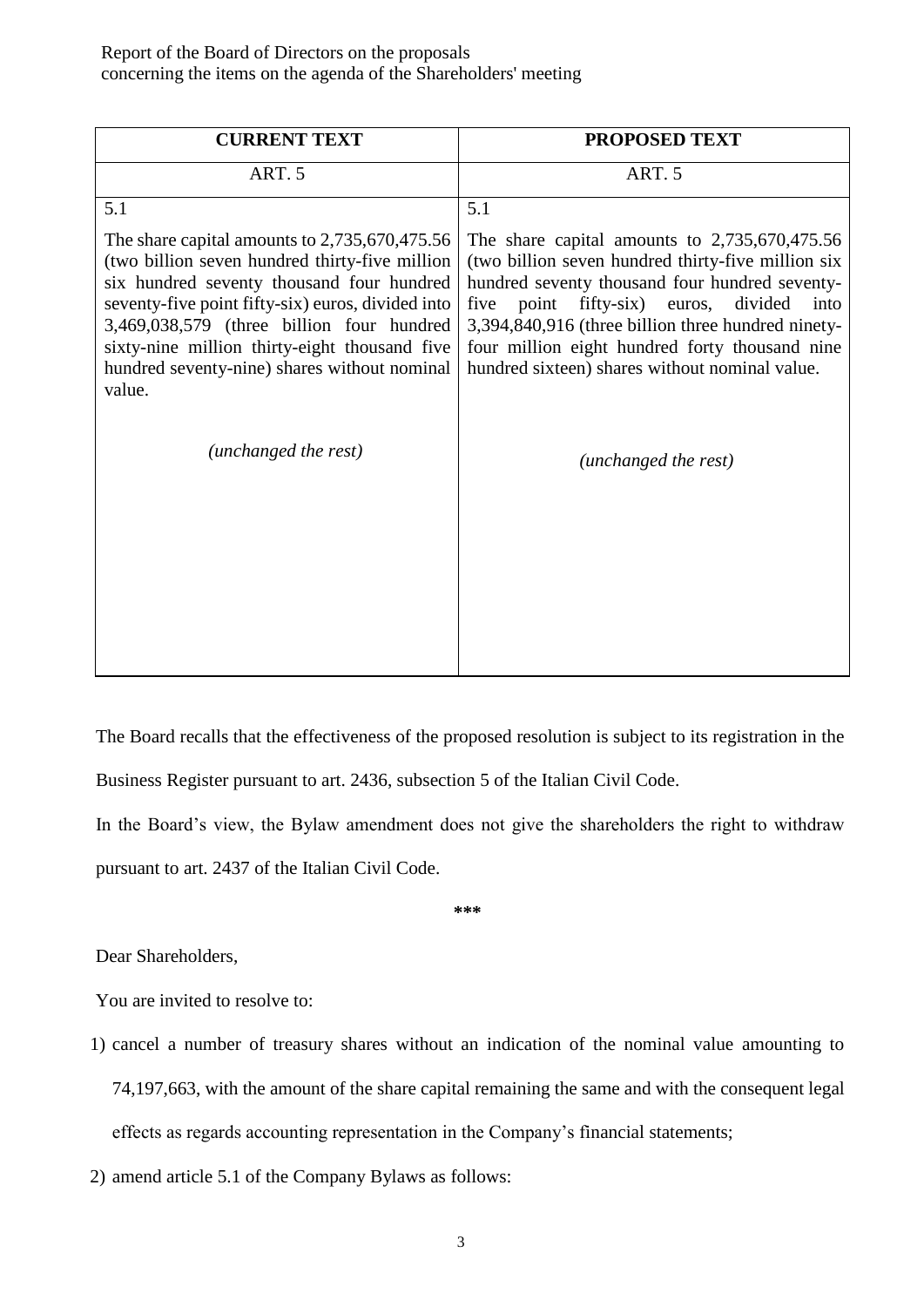| CURRENT TEXT | PROPOSED TEXT |
| --- | --- |
| ART. 5 | ART. 5 |
| 5.1<br><br>The share capital amounts to 2,735,670,475.56 (two billion seven hundred thirty-five million six hundred seventy thousand four hundred seventy-five point fifty-six) euros, divided into 3,469,038,579 (three billion four hundred sixty-nine million thirty-eight thousand five hundred seventy-nine) shares without nominal value.<br><br>*(unchanged the rest)* | 5.1<br><br>The share capital amounts to 2,735,670,475.56 (two billion seven hundred thirty-five million six hundred seventy thousand four hundred seventy-five point fifty-six) euros, divided into 3,394,840,916 (three billion three hundred ninety-four million eight hundred forty thousand nine hundred sixteen) shares without nominal value.<br><br>*(unchanged the rest)* |

The Board recalls that the effectiveness of the proposed resolution is subject to its registration in the Business Register pursuant to art. 2436, subsection 5 of the Italian Civil Code.

In the Board's view, the Bylaw amendment does not give the shareholders the right to withdraw pursuant to art. 2437 of the Italian Civil Code.

***

Dear Shareholders,

You are invited to resolve to:

1) cancel a number of treasury shares without an indication of the nominal value amounting to 74,197,663, with the amount of the share capital remaining the same and with the consequent legal effects as regards accounting representation in the Company's financial statements;
2) amend article 5.1 of the Company Bylaws as follows: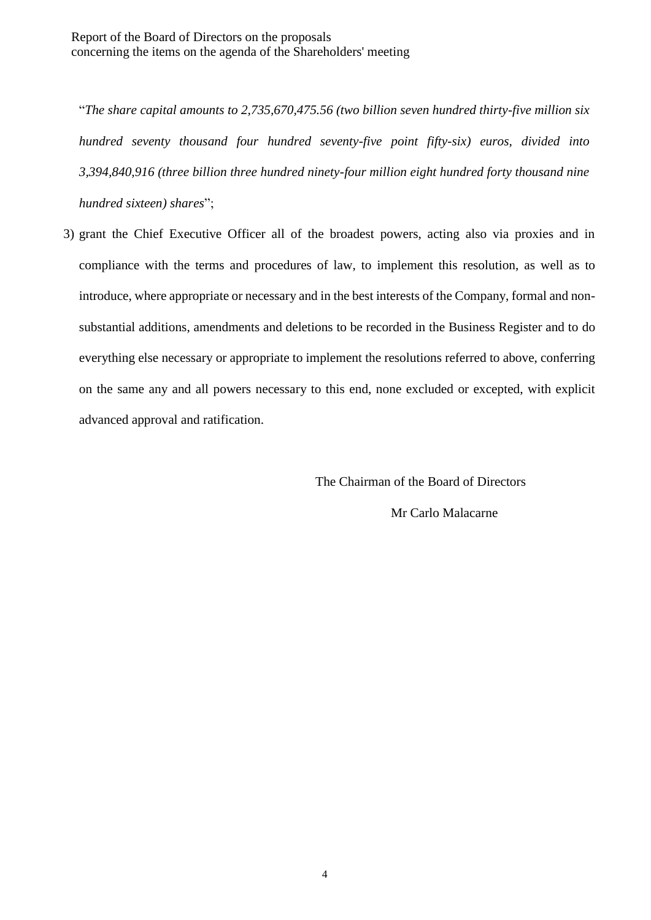"*The share capital amounts to 2,735,670,475.56 (two billion seven hundred thirty-five million six hundred seventy thousand four hundred seventy-five point fifty-six) euros, divided into 3,394,840,916 (three billion three hundred ninety-four million eight hundred forty thousand nine hundred sixteen) shares*";

3) grant the Chief Executive Officer all of the broadest powers, acting also via proxies and in compliance with the terms and procedures of law, to implement this resolution, as well as to introduce, where appropriate or necessary and in the best interests of the Company, formal and non-substantial additions, amendments and deletions to be recorded in the Business Register and to do everything else necessary or appropriate to implement the resolutions referred to above, conferring on the same any and all powers necessary to this end, none excluded or excepted, with explicit advanced approval and ratification.

The Chairman of the Board of Directors

Mr Carlo Malacarne